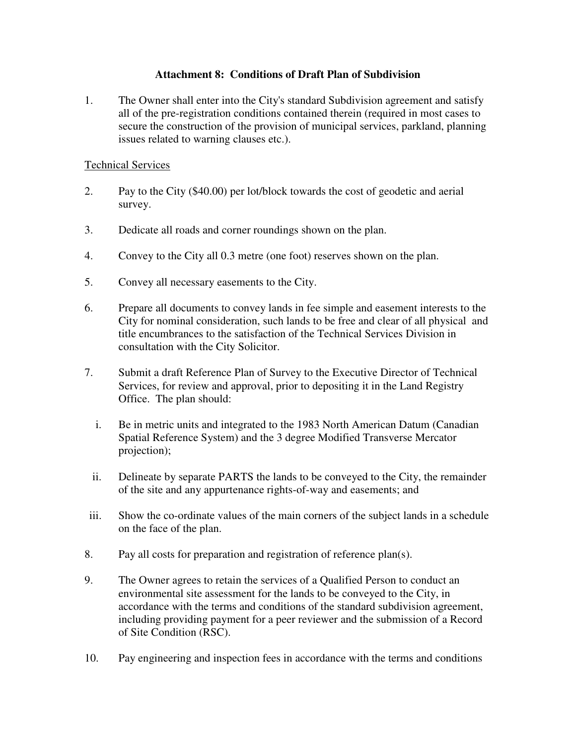# Attachment 8: Conditions of Draft Plan of Subdivision

1. The Owner shall enter into the City's standard Subdivision agreement and satisfy all of the pre-registration conditions contained therein (required in most cases to secure the construction of the provision of municipal services, parkland, planning issues related to warning clauses etc.).

<u>Technical Services</u>

2. Pay to the City ($40.00) per lot/block towards the cost of geodetic and aerial survey.

3. Dedicate all roads and corner roundings shown on the plan.

4. Convey to the City all 0.3 metre (one foot) reserves shown on the plan.

5. Convey all necessary easements to the City.

6. Prepare all documents to convey lands in fee simple and easement interests to the City for nominal consideration, such lands to be free and clear of all physical and title encumbrances to the satisfaction of the Technical Services Division in consultation with the City Solicitor.

7. Submit a draft Reference Plan of Survey to the Executive Director of Technical Services, for review and approval, prior to depositing it in the Land Registry Office. The plan should:

   i. Be in metric units and integrated to the 1983 North American Datum (Canadian Spatial Reference System) and the 3 degree Modified Transverse Mercator projection);

   ii. Delineate by separate PARTS the lands to be conveyed to the City, the remainder of the site and any appurtenance rights-of-way and easements; and

   iii. Show the co-ordinate values of the main corners of the subject lands in a schedule on the face of the plan.

8. Pay all costs for preparation and registration of reference plan(s).

9. The Owner agrees to retain the services of a Qualified Person to conduct an environmental site assessment for the lands to be conveyed to the City, in accordance with the terms and conditions of the standard subdivision agreement, including providing payment for a peer reviewer and the submission of a Record of Site Condition (RSC).

10. Pay engineering and inspection fees in accordance with the terms and conditions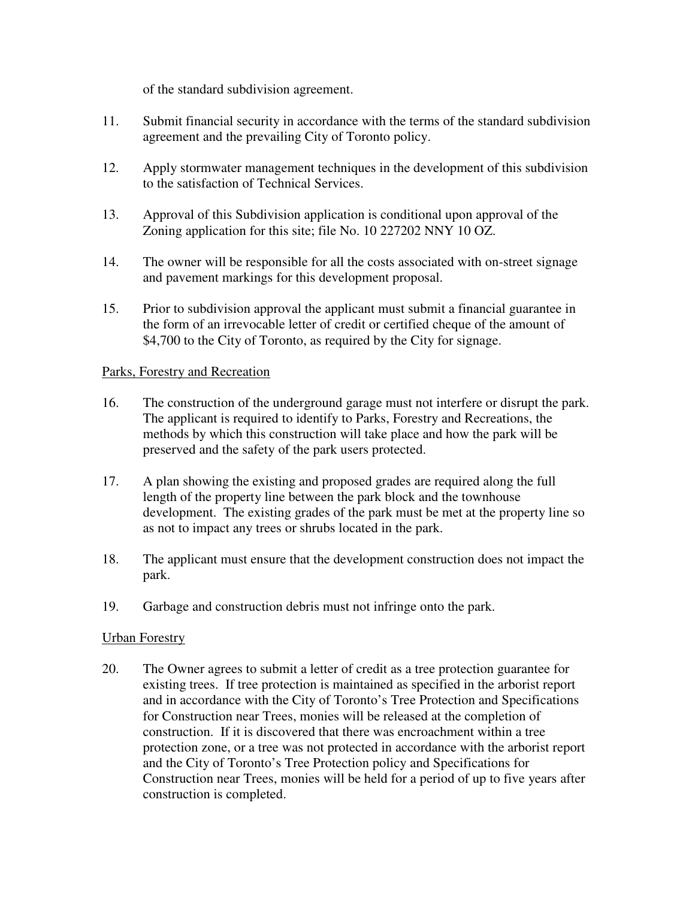of the standard subdivision agreement.

11. Submit financial security in accordance with the terms of the standard subdivision agreement and the prevailing City of Toronto policy.

12. Apply stormwater management techniques in the development of this subdivision to the satisfaction of Technical Services.

13. Approval of this Subdivision application is conditional upon approval of the Zoning application for this site; file No. 10 227202 NNY 10 OZ.

14. The owner will be responsible for all the costs associated with on-street signage and pavement markings for this development proposal.

15. Prior to subdivision approval the applicant must submit a financial guarantee in the form of an irrevocable letter of credit or certified cheque of the amount of $4,700 to the City of Toronto, as required by the City for signage.

<u>Parks, Forestry and Recreation</u>

16. The construction of the underground garage must not interfere or disrupt the park. The applicant is required to identify to Parks, Forestry and Recreations, the methods by which this construction will take place and how the park will be preserved and the safety of the park users protected.

17. A plan showing the existing and proposed grades are required along the full length of the property line between the park block and the townhouse development. The existing grades of the park must be met at the property line so as not to impact any trees or shrubs located in the park.

18. The applicant must ensure that the development construction does not impact the park.

19. Garbage and construction debris must not infringe onto the park.

<u>Urban Forestry</u>

20. The Owner agrees to submit a letter of credit as a tree protection guarantee for existing trees. If tree protection is maintained as specified in the arborist report and in accordance with the City of Toronto's Tree Protection and Specifications for Construction near Trees, monies will be released at the completion of construction. If it is discovered that there was encroachment within a tree protection zone, or a tree was not protected in accordance with the arborist report and the City of Toronto's Tree Protection policy and Specifications for Construction near Trees, monies will be held for a period of up to five years after construction is completed.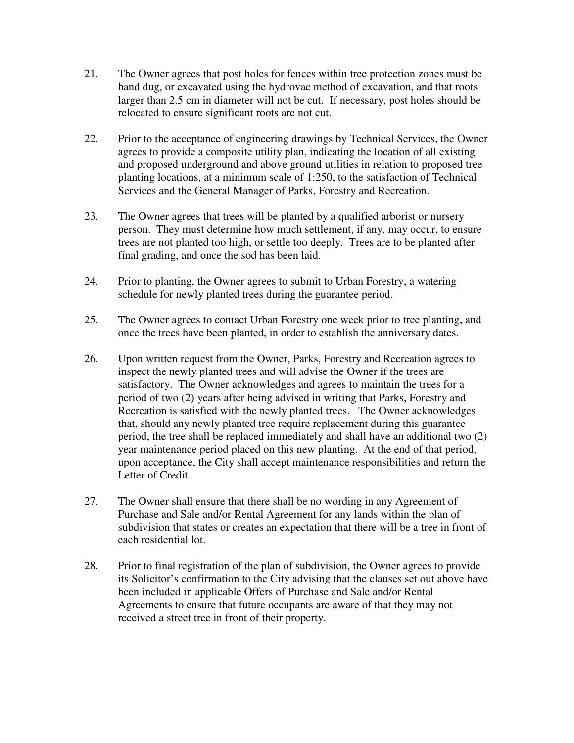21. The Owner agrees that post holes for fences within tree protection zones must be hand dug, or excavated using the hydrovac method of excavation, and that roots larger than 2.5 cm in diameter will not be cut. If necessary, post holes should be relocated to ensure significant roots are not cut.

22. Prior to the acceptance of engineering drawings by Technical Services, the Owner agrees to provide a composite utility plan, indicating the location of all existing and proposed underground and above ground utilities in relation to proposed tree planting locations, at a minimum scale of 1:250, to the satisfaction of Technical Services and the General Manager of Parks, Forestry and Recreation.

23. The Owner agrees that trees will be planted by a qualified arborist or nursery person. They must determine how much settlement, if any, may occur, to ensure trees are not planted too high, or settle too deeply. Trees are to be planted after final grading, and once the sod has been laid.

24. Prior to planting, the Owner agrees to submit to Urban Forestry, a watering schedule for newly planted trees during the guarantee period.

25. The Owner agrees to contact Urban Forestry one week prior to tree planting, and once the trees have been planted, in order to establish the anniversary dates.

26. Upon written request from the Owner, Parks, Forestry and Recreation agrees to inspect the newly planted trees and will advise the Owner if the trees are satisfactory. The Owner acknowledges and agrees to maintain the trees for a period of two (2) years after being advised in writing that Parks, Forestry and Recreation is satisfied with the newly planted trees. The Owner acknowledges that, should any newly planted tree require replacement during this guarantee period, the tree shall be replaced immediately and shall have an additional two (2) year maintenance period placed on this new planting. At the end of that period, upon acceptance, the City shall accept maintenance responsibilities and return the Letter of Credit.

27. The Owner shall ensure that there shall be no wording in any Agreement of Purchase and Sale and/or Rental Agreement for any lands within the plan of subdivision that states or creates an expectation that there will be a tree in front of each residential lot.

28. Prior to final registration of the plan of subdivision, the Owner agrees to provide its Solicitor's confirmation to the City advising that the clauses set out above have been included in applicable Offers of Purchase and Sale and/or Rental Agreements to ensure that future occupants are aware of that they may not received a street tree in front of their property.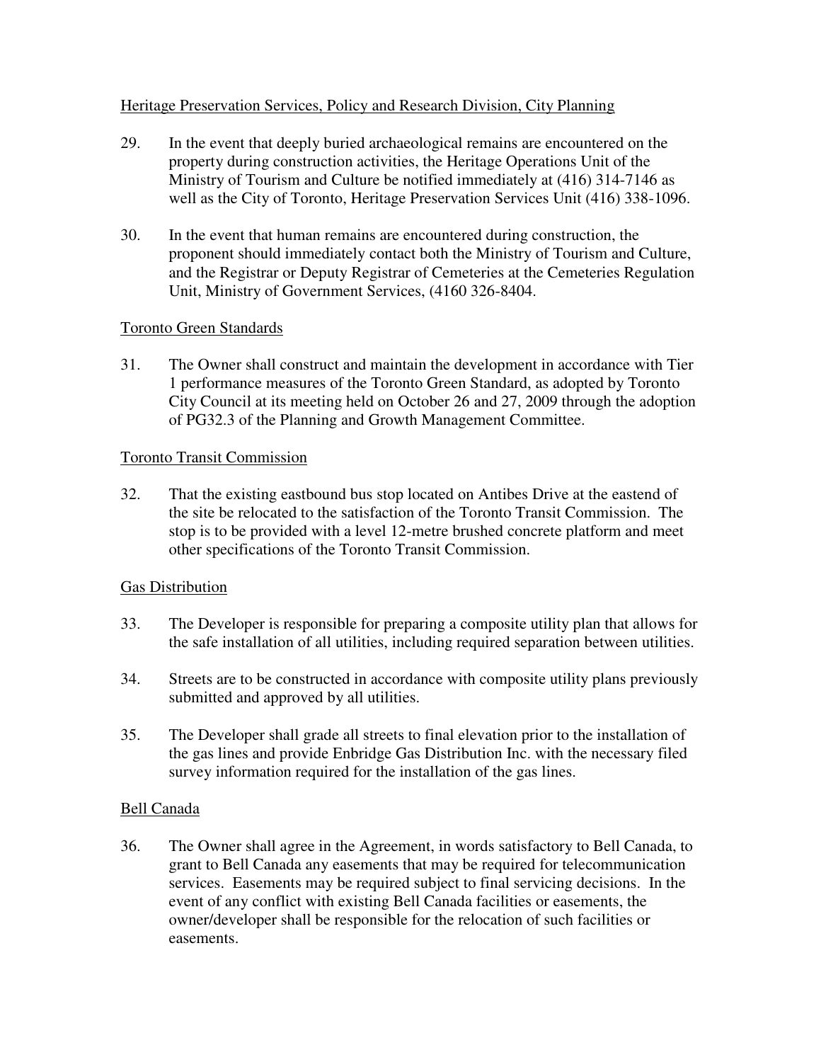Heritage Preservation Services, Policy and Research Division, City Planning

29. In the event that deeply buried archaeological remains are encountered on the property during construction activities, the Heritage Operations Unit of the Ministry of Tourism and Culture be notified immediately at (416) 314-7146 as well as the City of Toronto, Heritage Preservation Services Unit (416) 338-1096.

30. In the event that human remains are encountered during construction, the proponent should immediately contact both the Ministry of Tourism and Culture, and the Registrar or Deputy Registrar of Cemeteries at the Cemeteries Regulation Unit, Ministry of Government Services, (4160 326-8404.

Toronto Green Standards

31. The Owner shall construct and maintain the development in accordance with Tier 1 performance measures of the Toronto Green Standard, as adopted by Toronto City Council at its meeting held on October 26 and 27, 2009 through the adoption of PG32.3 of the Planning and Growth Management Committee.

Toronto Transit Commission

32. That the existing eastbound bus stop located on Antibes Drive at the eastend of the site be relocated to the satisfaction of the Toronto Transit Commission. The stop is to be provided with a level 12-metre brushed concrete platform and meet other specifications of the Toronto Transit Commission.

Gas Distribution

33. The Developer is responsible for preparing a composite utility plan that allows for the safe installation of all utilities, including required separation between utilities.

34. Streets are to be constructed in accordance with composite utility plans previously submitted and approved by all utilities.

35. The Developer shall grade all streets to final elevation prior to the installation of the gas lines and provide Enbridge Gas Distribution Inc. with the necessary filed survey information required for the installation of the gas lines.

Bell Canada

36. The Owner shall agree in the Agreement, in words satisfactory to Bell Canada, to grant to Bell Canada any easements that may be required for telecommunication services. Easements may be required subject to final servicing decisions. In the event of any conflict with existing Bell Canada facilities or easements, the owner/developer shall be responsible for the relocation of such facilities or easements.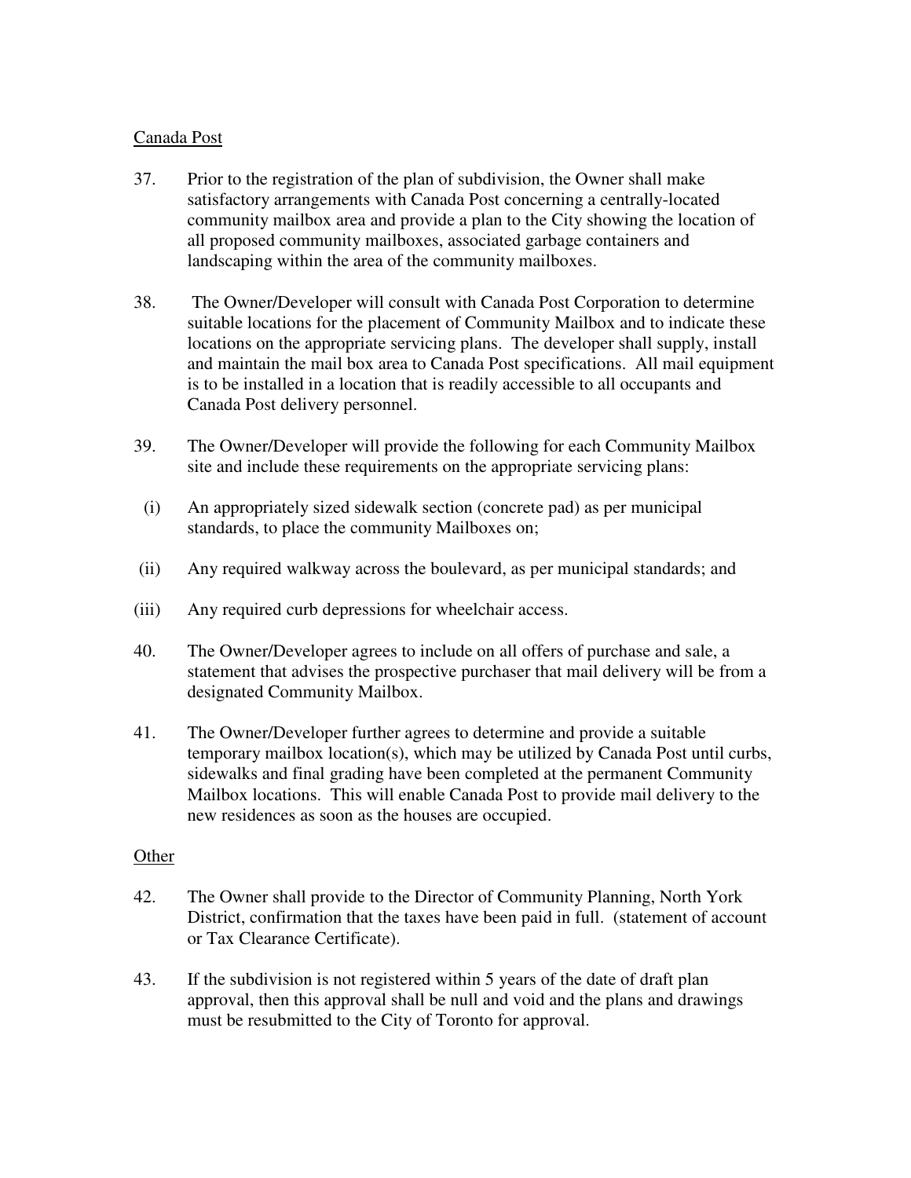Canada Post

37. Prior to the registration of the plan of subdivision, the Owner shall make satisfactory arrangements with Canada Post concerning a centrally-located community mailbox area and provide a plan to the City showing the location of all proposed community mailboxes, associated garbage containers and landscaping within the area of the community mailboxes.

38. The Owner/Developer will consult with Canada Post Corporation to determine suitable locations for the placement of Community Mailbox and to indicate these locations on the appropriate servicing plans. The developer shall supply, install and maintain the mail box area to Canada Post specifications. All mail equipment is to be installed in a location that is readily accessible to all occupants and Canada Post delivery personnel.

39. The Owner/Developer will provide the following for each Community Mailbox site and include these requirements on the appropriate servicing plans:

(i) An appropriately sized sidewalk section (concrete pad) as per municipal standards, to place the community Mailboxes on;

(ii) Any required walkway across the boulevard, as per municipal standards; and

(iii) Any required curb depressions for wheelchair access.

40. The Owner/Developer agrees to include on all offers of purchase and sale, a statement that advises the prospective purchaser that mail delivery will be from a designated Community Mailbox.

41. The Owner/Developer further agrees to determine and provide a suitable temporary mailbox location(s), which may be utilized by Canada Post until curbs, sidewalks and final grading have been completed at the permanent Community Mailbox locations. This will enable Canada Post to provide mail delivery to the new residences as soon as the houses are occupied.

Other

42. The Owner shall provide to the Director of Community Planning, North York District, confirmation that the taxes have been paid in full. (statement of account or Tax Clearance Certificate).

43. If the subdivision is not registered within 5 years of the date of draft plan approval, then this approval shall be null and void and the plans and drawings must be resubmitted to the City of Toronto for approval.